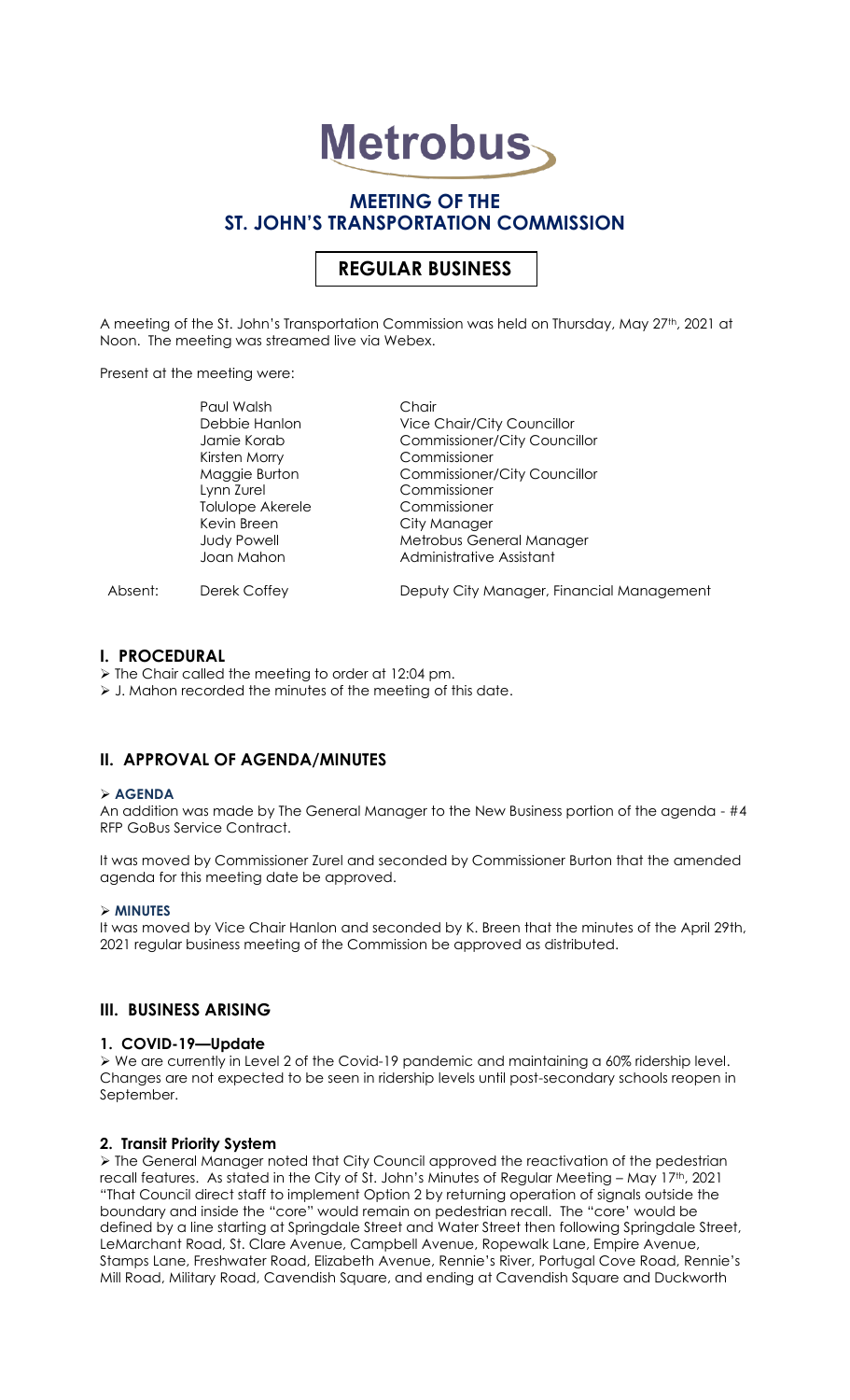# Metrobus

## MEETING OF THE ST. JOHN'S TRANSPORTATION COMMISSION

## REGULAR BUSINESS

A meeting of the St. John's Transportation Commission was held on Thursday, May 27th, 2021 at Noon. The meeting was streamed live via Webex.

Present at the meeting were:

| | | |
|---|---|---|
| | Paul Walsh | Chair |
| | Debbie Hanlon | Vice Chair/City Councillor |
| | Jamie Korab | Commissioner/City Councillor |
| | Kirsten Morry | Commissioner |
| | Maggie Burton | Commissioner/City Councillor |
| | Lynn Zurel | Commissioner |
| | Tolulope Akerele | Commissioner |
| | Kevin Breen | City Manager |
| | Judy Powell | Metrobus General Manager |
| | Joan Mahon | Administrative Assistant |
| Absent: | Derek Coffey | Deputy City Manager, Financial Management |

## I. PROCEDURAL

- The Chair called the meeting to order at 12:04 pm.
- J. Mahon recorded the minutes of the meeting of this date.

## II. APPROVAL OF AGENDA/MINUTES

- **AGENDA**

An addition was made by The General Manager to the New Business portion of the agenda - #4 RFP GoBus Service Contract.

It was moved by Commissioner Zurel and seconded by Commissioner Burton that the amended agenda for this meeting date be approved.

- **MINUTES**

It was moved by Vice Chair Hanlon and seconded by K. Breen that the minutes of the April 29th, 2021 regular business meeting of the Commission be approved as distributed.

## III. BUSINESS ARISING

### 1. COVID-19—Update

- We are currently in Level 2 of the Covid-19 pandemic and maintaining a 60% ridership level. Changes are not expected to be seen in ridership levels until post-secondary schools reopen in September.

### 2. Transit Priority System

- The General Manager noted that City Council approved the reactivation of the pedestrian recall features. As stated in the City of St. John's Minutes of Regular Meeting – May 17th, 2021 "That Council direct staff to implement Option 2 by returning operation of signals outside the boundary and inside the "core" would remain on pedestrian recall. The "core' would be defined by a line starting at Springdale Street and Water Street then following Springdale Street, LeMarchant Road, St. Clare Avenue, Campbell Avenue, Ropewalk Lane, Empire Avenue, Stamps Lane, Freshwater Road, Elizabeth Avenue, Rennie's River, Portugal Cove Road, Rennie's Mill Road, Military Road, Cavendish Square, and ending at Cavendish Square and Duckworth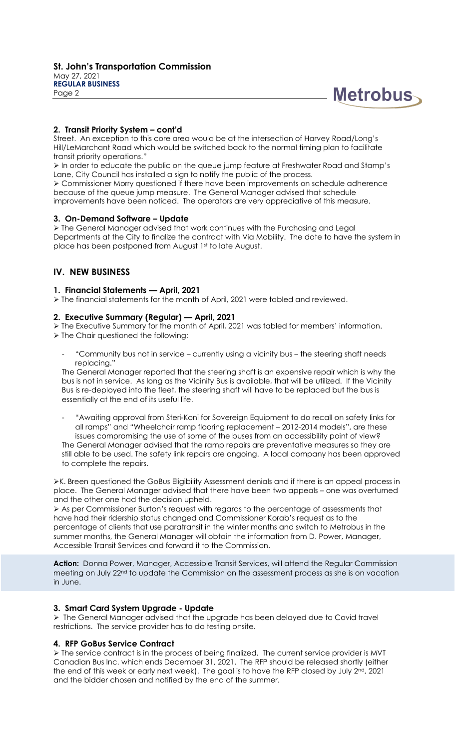## 2. Transit Priority System – cont'd

Street. An exception to this core area would be at the intersection of Harvey Road/Long's Hill/LeMarchant Road which would be switched back to the normal timing plan to facilitate transit priority operations."

- In order to educate the public on the queue jump feature at Freshwater Road and Stamp's Lane, City Council has installed a sign to notify the public of the process.
- Commissioner Morry questioned if there have been improvements on schedule adherence because of the queue jump measure. The General Manager advised that schedule improvements have been noticed. The operators are very appreciative of this measure.

## 3. On-Demand Software – Update

- The General Manager advised that work continues with the Purchasing and Legal Departments at the City to finalize the contract with Via Mobility. The date to have the system in place has been postponed from August 1st to late August.

# IV. NEW BUSINESS

## 1. Financial Statements — April, 2021

- The financial statements for the month of April, 2021 were tabled and reviewed.

## 2. Executive Summary (Regular) — April, 2021

- The Executive Summary for the month of April, 2021 was tabled for members' information.
- The Chair questioned the following:

  - "Community bus not in service – currently using a vicinity bus – the steering shaft needs replacing."

  The General Manager reported that the steering shaft is an expensive repair which is why the bus is not in service. As long as the Vicinity Bus is available, that will be utilized. If the Vicinity Bus is re-deployed into the fleet, the steering shaft will have to be replaced but the bus is essentially at the end of its useful life.

  - "Awaiting approval from Steri-Koni for Sovereign Equipment to do recall on safety links for all ramps" and "Wheelchair ramp flooring replacement – 2012-2014 models", are these issues compromising the use of some of the buses from an accessibility point of view?

  The General Manager advised that the ramp repairs are preventative measures so they are still able to be used. The safety link repairs are ongoing. A local company has been approved to complete the repairs.

- K. Breen questioned the GoBus Eligibility Assessment denials and if there is an appeal process in place. The General Manager advised that there have been two appeals – one was overturned and the other one had the decision upheld.
- As per Commissioner Burton's request with regards to the percentage of assessments that have had their ridership status changed and Commissioner Korab's request as to the percentage of clients that use paratransit in the winter months and switch to Metrobus in the summer months, the General Manager will obtain the information from D. Power, Manager, Accessible Transit Services and forward it to the Commission.

**Action:** Donna Power, Manager, Accessible Transit Services, will attend the Regular Commission meeting on July 22nd to update the Commission on the assessment process as she is on vacation in June.

## 3. Smart Card System Upgrade - Update

- The General Manager advised that the upgrade has been delayed due to Covid travel restrictions. The service provider has to do testing onsite.

## 4. RFP GoBus Service Contract

- The service contract is in the process of being finalized. The current service provider is MVT Canadian Bus Inc. which ends December 31, 2021. The RFP should be released shortly (either the end of this week or early next week). The goal is to have the RFP closed by July 2nd, 2021 and the bidder chosen and notified by the end of the summer.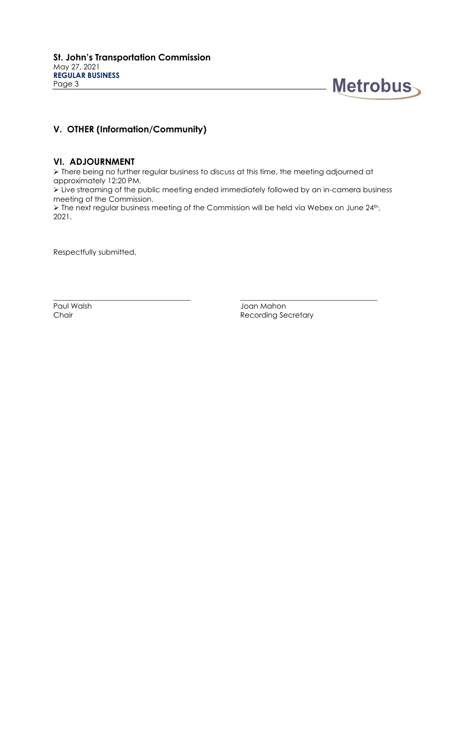## V. OTHER (Information/Community)

## VI. ADJOURNMENT

- There being no further regular business to discuss at this time, the meeting adjourned at approximately 12:20 PM.
- Live streaming of the public meeting ended immediately followed by an in-camera business meeting of the Commission.
- The next regular business meeting of the Commission will be held via Webex on June 24th, 2021.

Respectfully submitted,

| | |
|---|---|
| \_\_\_\_\_\_\_\_\_\_\_\_\_\_\_\_\_\_\_\_\_\_\_\_\_\_\_\_\_\_ | \_\_\_\_\_\_\_\_\_\_\_\_\_\_\_\_\_\_\_\_\_\_\_\_\_\_\_\_\_\_ |
| Paul Walsh | Joan Mahon |
| Chair | Recording Secretary |